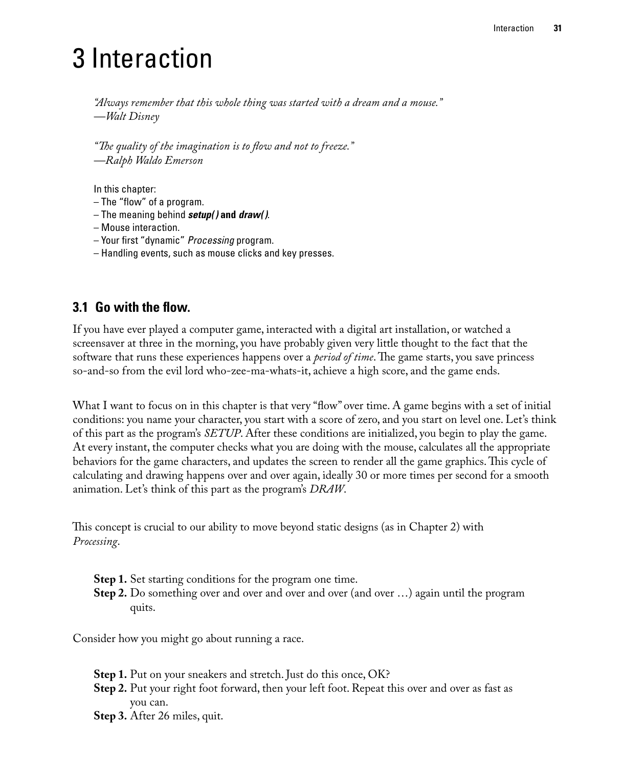# 3 Interaction

*"Always remember that this whole thing was started with a dream and a mouse."*
*—Walt Disney*

*"The quality of the imagination is to flow and not to freeze."*
*—Ralph Waldo Emerson*

In this chapter:
– The "flow" of a program.
– The meaning behind ***setup()* and *draw()***.
– Mouse interaction.
– Your first "dynamic" *Processing* program.
– Handling events, such as mouse clicks and key presses.

## 3.1 Go with the flow.

If you have ever played a computer game, interacted with a digital art installation, or watched a screensaver at three in the morning, you have probably given very little thought to the fact that the software that runs these experiences happens over a *period of time*. The game starts, you save princess so-and-so from the evil lord who-zee-ma-whats-it, achieve a high score, and the game ends.

What I want to focus on in this chapter is that very "flow" over time. A game begins with a set of initial conditions: you name your character, you start with a score of zero, and you start on level one. Let's think of this part as the program's *SETUP*. After these conditions are initialized, you begin to play the game. At every instant, the computer checks what you are doing with the mouse, calculates all the appropriate behaviors for the game characters, and updates the screen to render all the game graphics. This cycle of calculating and drawing happens over and over again, ideally 30 or more times per second for a smooth animation. Let's think of this part as the program's *DRAW*.

This concept is crucial to our ability to move beyond static designs (as in Chapter 2) with *Processing*.

**Step 1.** Set starting conditions for the program one time.
**Step 2.** Do something over and over and over and over (and over …) again until the program quits.

Consider how you might go about running a race.

**Step 1.** Put on your sneakers and stretch. Just do this once, OK?
**Step 2.** Put your right foot forward, then your left foot. Repeat this over and over as fast as you can.
**Step 3.** After 26 miles, quit.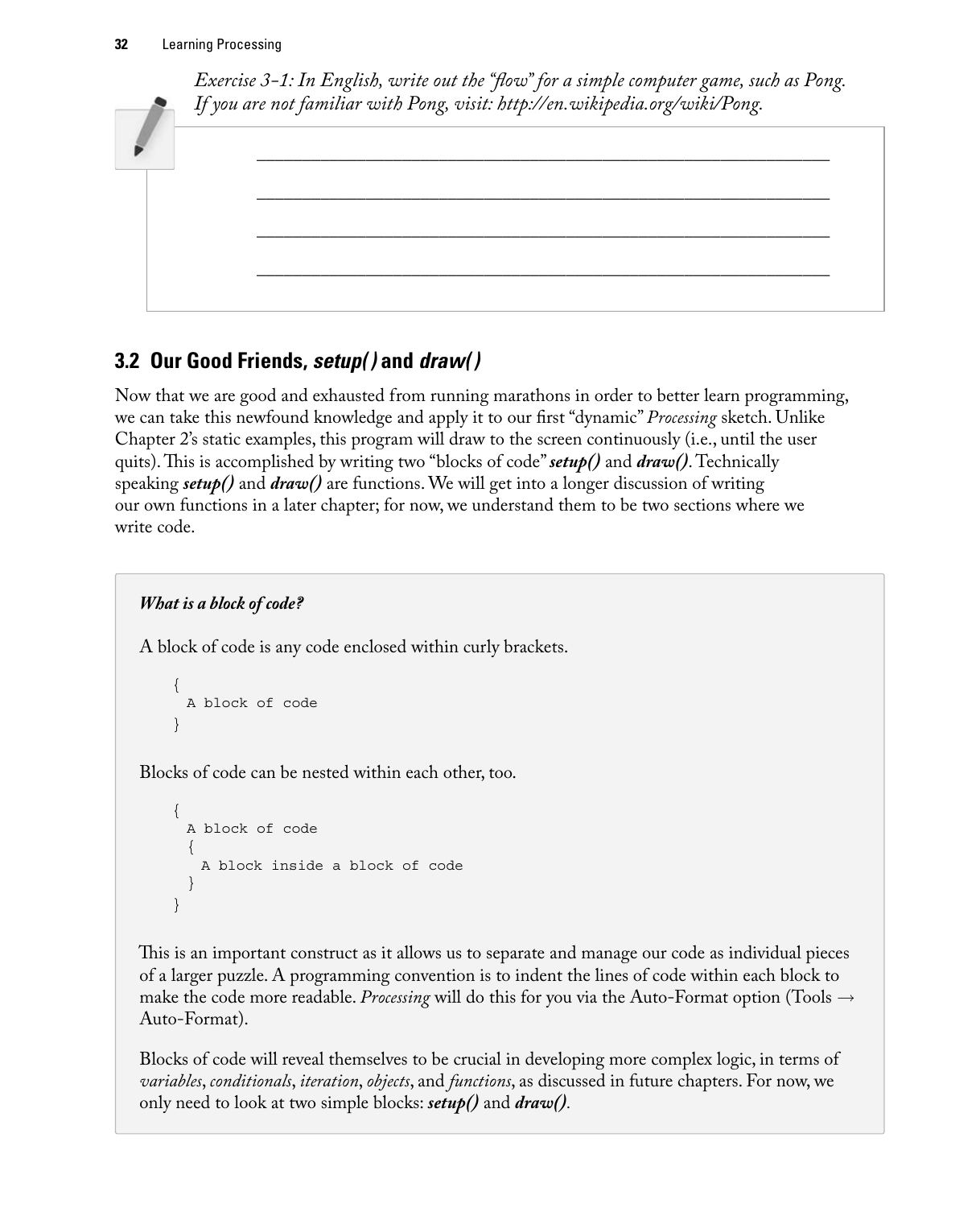*Exercise 3-1: In English, write out the "flow" for a simple computer game, such as Pong. If you are not familiar with Pong, visit: http://en.wikipedia.org/wiki/Pong.*

\_\_\_\_\_\_\_\_\_\_\_\_\_\_\_\_\_\_\_\_\_\_\_\_\_\_\_\_\_\_\_\_\_\_\_\_\_\_\_\_\_\_\_\_\_\_\_\_\_\_\_\_\_\_\_\_\_\_

\_\_\_\_\_\_\_\_\_\_\_\_\_\_\_\_\_\_\_\_\_\_\_\_\_\_\_\_\_\_\_\_\_\_\_\_\_\_\_\_\_\_\_\_\_\_\_\_\_\_\_\_\_\_\_\_\_\_

\_\_\_\_\_\_\_\_\_\_\_\_\_\_\_\_\_\_\_\_\_\_\_\_\_\_\_\_\_\_\_\_\_\_\_\_\_\_\_\_\_\_\_\_\_\_\_\_\_\_\_\_\_\_\_\_\_\_

\_\_\_\_\_\_\_\_\_\_\_\_\_\_\_\_\_\_\_\_\_\_\_\_\_\_\_\_\_\_\_\_\_\_\_\_\_\_\_\_\_\_\_\_\_\_\_\_\_\_\_\_\_\_\_\_\_\_

## 3.2 Our Good Friends, *setup()* and *draw()*

Now that we are good and exhausted from running marathons in order to better learn programming, we can take this newfound knowledge and apply it to our first "dynamic" *Processing* sketch. Unlike Chapter 2's static examples, this program will draw to the screen continuously (i.e., until the user quits). This is accomplished by writing two "blocks of code" ***setup()*** and ***draw()***. Technically speaking ***setup()*** and ***draw()*** are functions. We will get into a longer discussion of writing our own functions in a later chapter; for now, we understand them to be two sections where we write code.

***What is a block of code?***

A block of code is any code enclosed within curly brackets.

```
{
  A block of code
}
```

Blocks of code can be nested within each other, too.

```
{
  A block of code
  {
    A block inside a block of code
  }
}
```

This is an important construct as it allows us to separate and manage our code as individual pieces of a larger puzzle. A programming convention is to indent the lines of code within each block to make the code more readable. *Processing* will do this for you via the Auto-Format option (Tools → Auto-Format).

Blocks of code will reveal themselves to be crucial in developing more complex logic, in terms of *variables*, *conditionals*, *iteration*, *objects*, and *functions*, as discussed in future chapters. For now, we only need to look at two simple blocks: ***setup()*** and ***draw()***.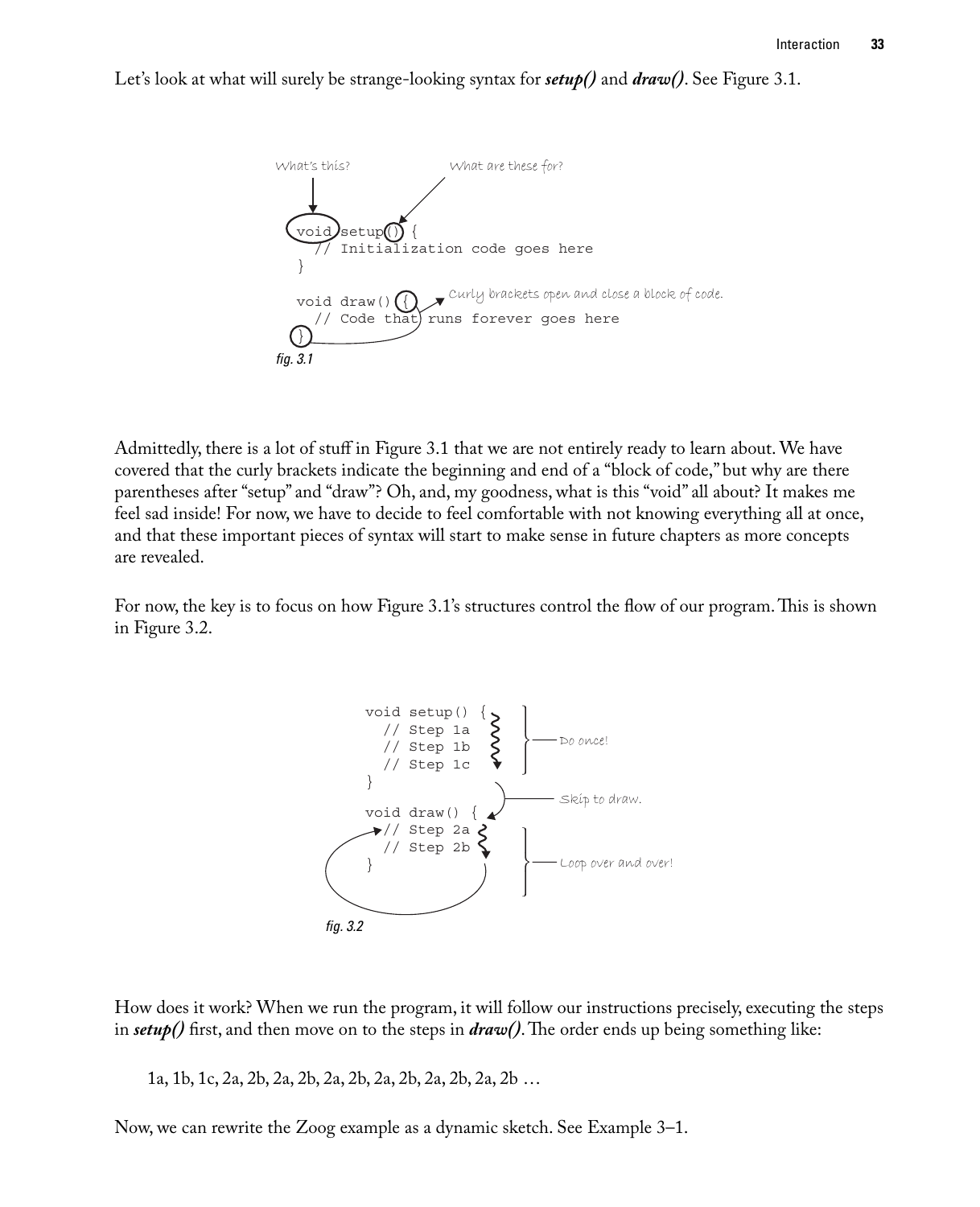Let's look at what will surely be strange-looking syntax for ***setup()*** and ***draw()***. See Figure 3.1.

What's this?

What are these for?

```
void setup() {
  // Initialization code goes here
}

void draw() {
  // Code that runs forever goes here
}
```

Curly brackets open and close a block of code.

*fig. 3.1*

Admittedly, there is a lot of stuff in Figure 3.1 that we are not entirely ready to learn about. We have covered that the curly brackets indicate the beginning and end of a "block of code," but why are there parentheses after "setup" and "draw"? Oh, and, my goodness, what is this "void" all about? It makes me feel sad inside! For now, we have to decide to feel comfortable with not knowing everything all at once, and that these important pieces of syntax will start to make sense in future chapters as more concepts are revealed.

For now, the key is to focus on how Figure 3.1's structures control the flow of our program. This is shown in Figure 3.2.

```
void setup() {
  // Step 1a
  // Step 1b
  // Step 1c
}

void draw() {
  // Step 2a
  // Step 2b
}
```

Do once!

Skip to draw.

Loop over and over!

*fig. 3.2*

How does it work? When we run the program, it will follow our instructions precisely, executing the steps in ***setup()*** first, and then move on to the steps in ***draw()***. The order ends up being something like:

1a, 1b, 1c, 2a, 2b, 2a, 2b, 2a, 2b, 2a, 2b, 2a, 2b, 2a, 2b …

Now, we can rewrite the Zoog example as a dynamic sketch. See Example 3–1.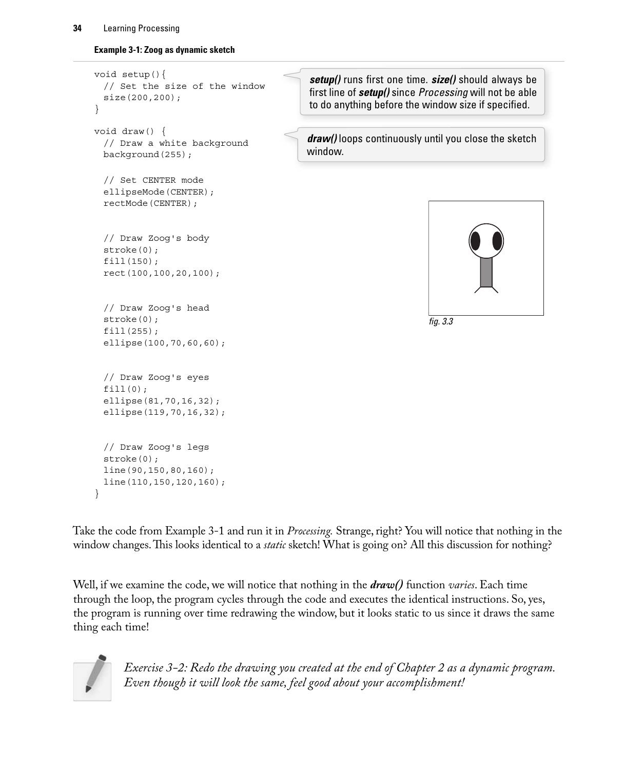**Example 3-1: Zoog as dynamic sketch**

```
void setup(){
  // Set the size of the window
  size(200,200);
}

void draw() {
  // Draw a white background
  background(255);

  // Set CENTER mode
  ellipseMode(CENTER);
  rectMode(CENTER);


  // Draw Zoog's body
  stroke(0);
  fill(150);
  rect(100,100,20,100);


  // Draw Zoog's head
  stroke(0);
  fill(255);
  ellipse(100,70,60,60);


  // Draw Zoog's eyes
  fill(0);
  ellipse(81,70,16,32);
  ellipse(119,70,16,32);


  // Draw Zoog's legs
  stroke(0);
  line(90,150,80,160);
  line(110,150,120,160);
}
```

***setup()*** runs first one time. ***size()*** should always be first line of ***setup()*** since *Processing* will not be able to do anything before the window size if specified.

***draw()*** loops continuously until you close the sketch window.

*fig. 3.3*

Take the code from Example 3-1 and run it in *Processing.* Strange, right? You will notice that nothing in the window changes. This looks identical to a *static* sketch! What is going on? All this discussion for nothing?

Well, if we examine the code, we will notice that nothing in the ***draw()*** function *varies*. Each time through the loop, the program cycles through the code and executes the identical instructions. So, yes, the program is running over time redrawing the window, but it looks static to us since it draws the same thing each time!

*Exercise 3-2: Redo the drawing you created at the end of Chapter 2 as a dynamic program. Even though it will look the same, feel good about your accomplishment!*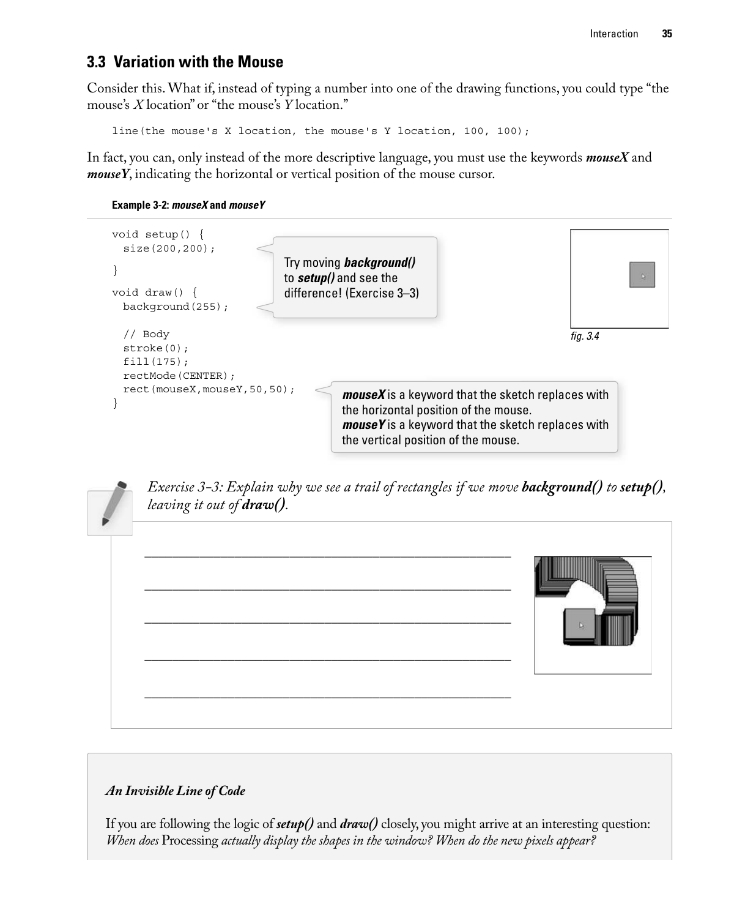## 3.3 Variation with the Mouse

Consider this. What if, instead of typing a number into one of the drawing functions, you could type "the mouse's *X* location" or "the mouse's *Y* location."

```
line(the mouse's X location, the mouse's Y location, 100, 100);
```

In fact, you can, only instead of the more descriptive language, you must use the keywords ***mouseX*** and ***mouseY***, indicating the horizontal or vertical position of the mouse cursor.

**Example 3-2: *mouseX* and *mouseY***

```
void setup() {
  size(200,200);
}

void draw() {
  background(255);

  // Body
  stroke(0);
  fill(175);
  rectMode(CENTER);
  rect(mouseX,mouseY,50,50);
}
```

Try moving ***background()*** to ***setup()*** and see the difference! (Exercise 3–3)

***mouseX*** is a keyword that the sketch replaces with the horizontal position of the mouse.
***mouseY*** is a keyword that the sketch replaces with the vertical position of the mouse.

*fig. 3.4*

*Exercise 3-3: Explain why we see a trail of rectangles if we move **background()** to **setup()**, leaving it out of **draw()**.*

______________________________________________

______________________________________________

______________________________________________

______________________________________________

______________________________________________

***An Invisible Line of Code***

If you are following the logic of ***setup()*** and ***draw()*** closely, you might arrive at an interesting question: *When does* Processing *actually display the shapes in the window? When do the new pixels appear?*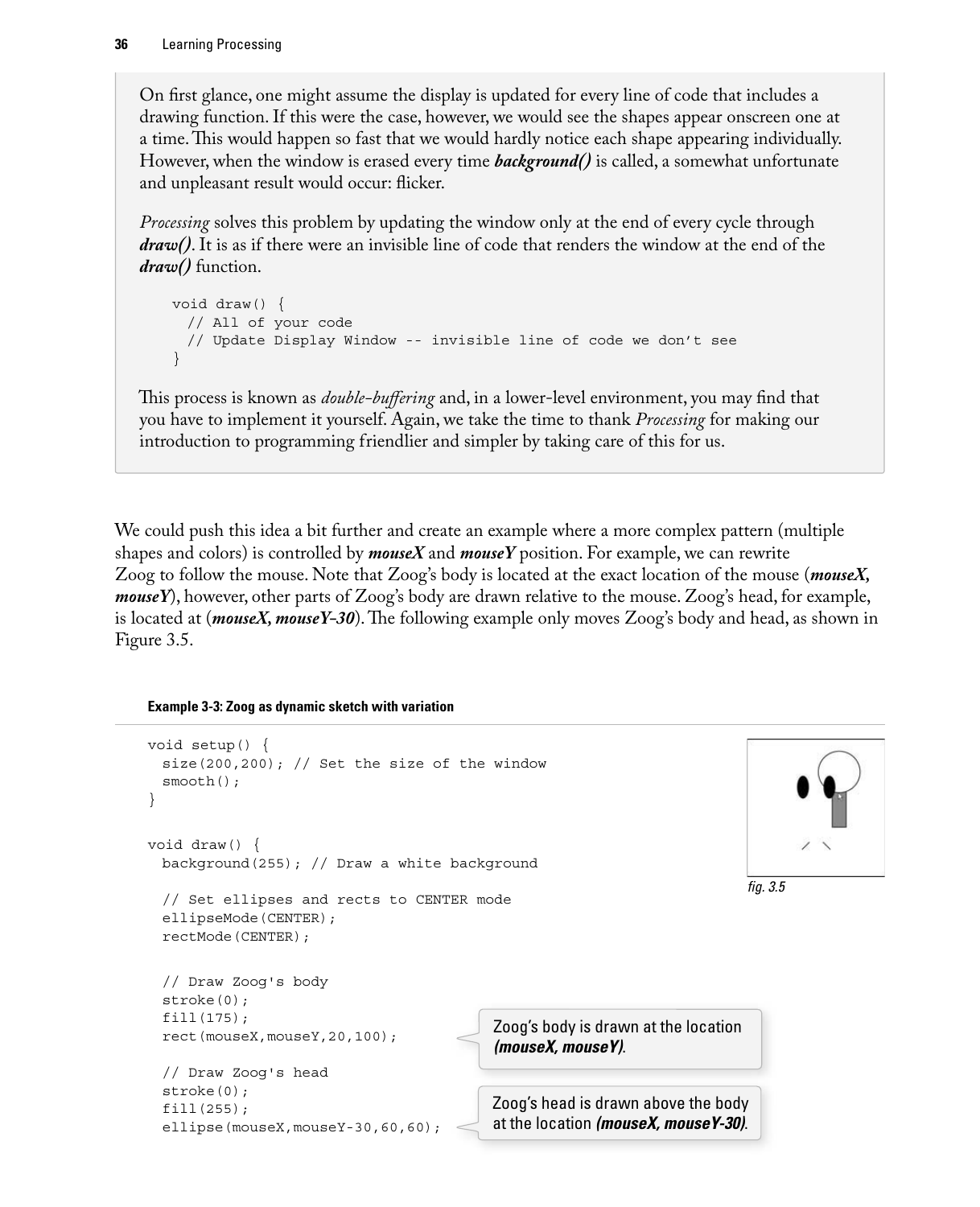On first glance, one might assume the display is updated for every line of code that includes a drawing function. If this were the case, however, we would see the shapes appear onscreen one at a time. This would happen so fast that we would hardly notice each shape appearing individually. However, when the window is erased every time ***background()*** is called, a somewhat unfortunate and unpleasant result would occur: flicker.

*Processing* solves this problem by updating the window only at the end of every cycle through ***draw()***. It is as if there were an invisible line of code that renders the window at the end of the ***draw()*** function.

```
void draw() {
  // All of your code
  // Update Display Window -- invisible line of code we don't see
}
```

This process is known as *double-buffering* and, in a lower-level environment, you may find that you have to implement it yourself. Again, we take the time to thank *Processing* for making our introduction to programming friendlier and simpler by taking care of this for us.

We could push this idea a bit further and create an example where a more complex pattern (multiple shapes and colors) is controlled by ***mouseX*** and ***mouseY*** position. For example, we can rewrite Zoog to follow the mouse. Note that Zoog's body is located at the exact location of the mouse (***mouseX, mouseY***), however, other parts of Zoog's body are drawn relative to the mouse. Zoog's head, for example, is located at (***mouseX, mouseY-30***). The following example only moves Zoog's body and head, as shown in Figure 3.5.

**Example 3-3: Zoog as dynamic sketch with variation**

```
void setup() {
  size(200,200); // Set the size of the window
  smooth();
}

void draw() {
  background(255); // Draw a white background

  // Set ellipses and rects to CENTER mode
  ellipseMode(CENTER);
  rectMode(CENTER);

  // Draw Zoog's body
  stroke(0);
  fill(175);
  rect(mouseX,mouseY,20,100);

  // Draw Zoog's head
  stroke(0);
  fill(255);
  ellipse(mouseX,mouseY-30,60,60);
```

*fig. 3.5*

Zoog's body is drawn at the location ***(mouseX, mouseY)***.

Zoog's head is drawn above the body at the location ***(mouseX, mouseY-30)***.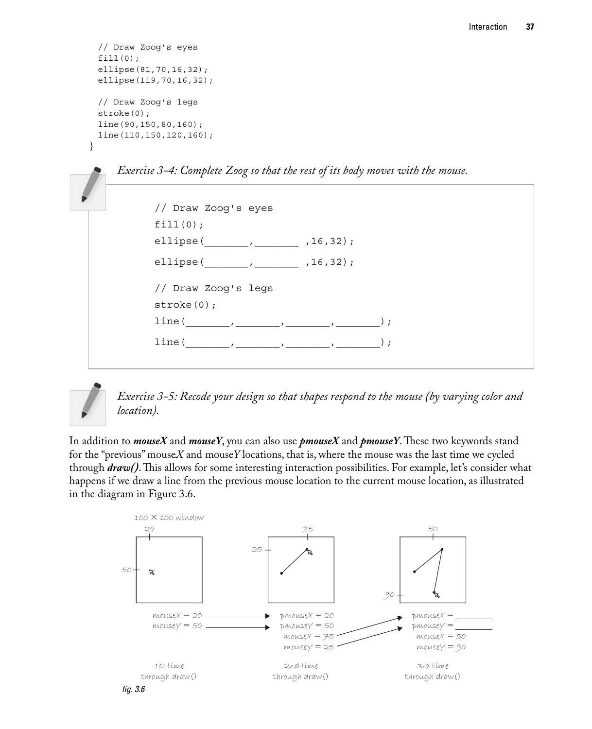```
  // Draw Zoog's eyes
  fill(0);
  ellipse(81,70,16,32);
  ellipse(119,70,16,32);

  // Draw Zoog's legs
  stroke(0);
  line(90,150,80,160);
  line(110,150,120,160);
}
```

*Exercise 3-4: Complete Zoog so that the rest of its body moves with the mouse.*

```
// Draw Zoog's eyes
fill(0);
ellipse(_______,_______ ,16,32);
ellipse(_______,_______ ,16,32);

// Draw Zoog's legs
stroke(0);
line(_______,_______,_______,_______);
line(_______,_______,_______,_______);
```

*Exercise 3-5: Recode your design so that shapes respond to the mouse (by varying color and location).*

In addition to ***mouseX*** and ***mouseY***, you can also use ***pmouseX*** and ***pmouseY***. These two keywords stand for the "previous" mouse*X* and mouse*Y* locations, that is, where the mouse was the last time we cycled through ***draw()***. This allows for some interesting interaction possibilities. For example, let's consider what happens if we draw a line from the previous mouse location to the current mouse location, as illustrated in the diagram in Figure 3.6.

100 X 100 window

| 1st time through draw() | 2nd time through draw() | 3rd time through draw() |
|---|---|---|
| mouseX = 20 | pmouseX = 20 | pmouseX = ________ |
| mouseY = 50 | pmouseY = 50 | pmouseY = ________ |
| | mouseX = 75 | mouseX = 50 |
| | mouseY = 25 | mouseY = 90 |

*fig. 3.6*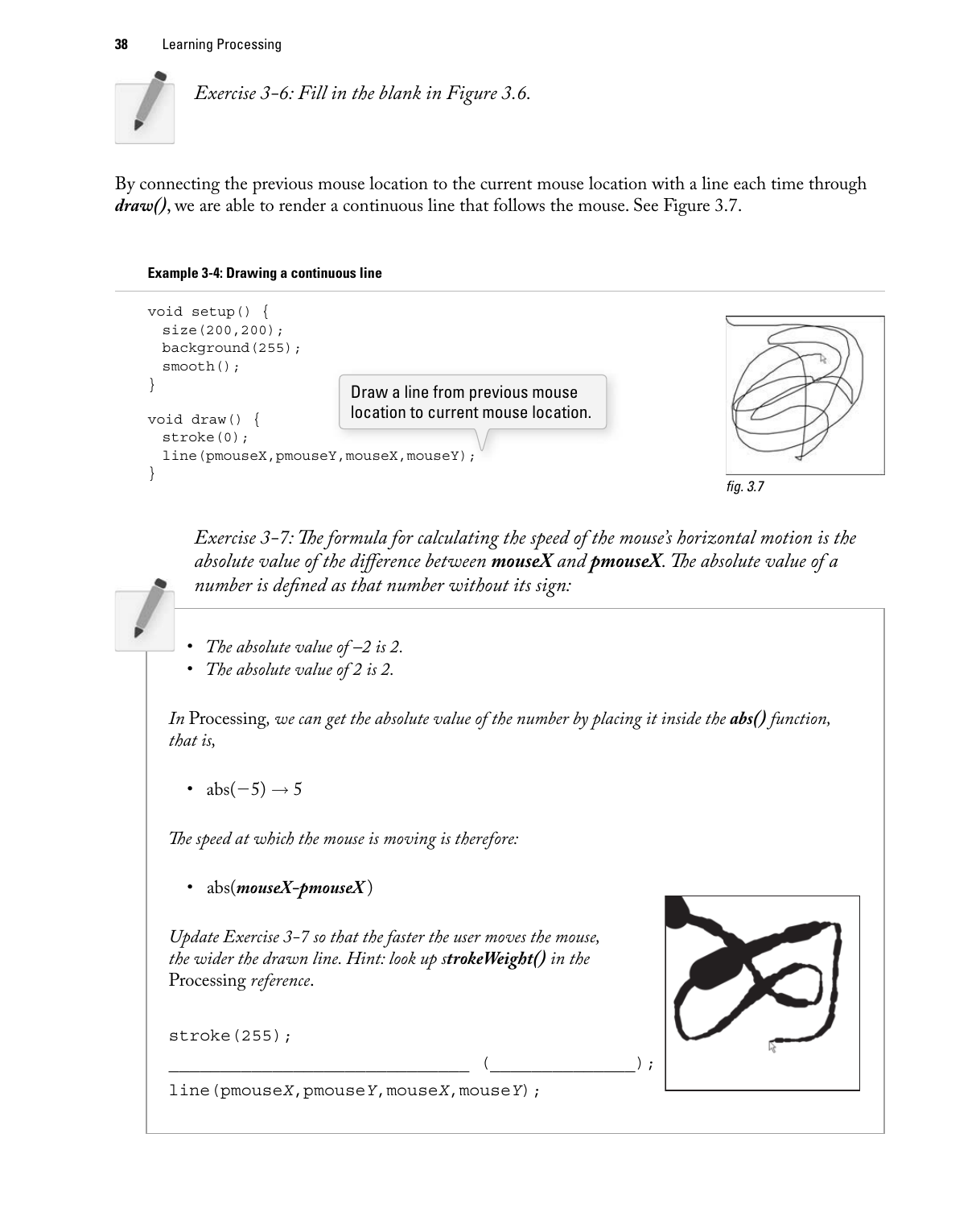*Exercise 3-6: Fill in the blank in Figure 3.6.*

By connecting the previous mouse location to the current mouse location with a line each time through ***draw()***, we are able to render a continuous line that follows the mouse. See Figure 3.7.

**Example 3-4: Drawing a continuous line**

```
void setup() {
  size(200,200);
  background(255);
  smooth();
}

void draw() {
  stroke(0);
  line(pmouseX,pmouseY,mouseX,mouseY);
}
```

Draw a line from previous mouse location to current mouse location.

*fig. 3.7*

*Exercise 3-7: The formula for calculating the speed of the mouse's horizontal motion is the absolute value of the difference between* ***mouseX*** *and* ***pmouseX****. The absolute value of a number is defined as that number without its sign:*

- *The absolute value of –2 is 2.*
- *The absolute value of 2 is 2.*

*In* Processing, *we can get the absolute value of the number by placing it inside the* ***abs()*** *function, that is,*

- abs(−5) → 5

*The speed at which the mouse is moving is therefore:*

- abs(***mouseX-pmouseX***)

*Update Exercise 3-7 so that the faster the user moves the mouse, the wider the drawn line. Hint: look up s****trokeWeight()*** *in the* Processing *reference.*

```
stroke(255);
________________________________ (_______________);
line(pmouseX,pmouseY,mouseX,mouseY);
```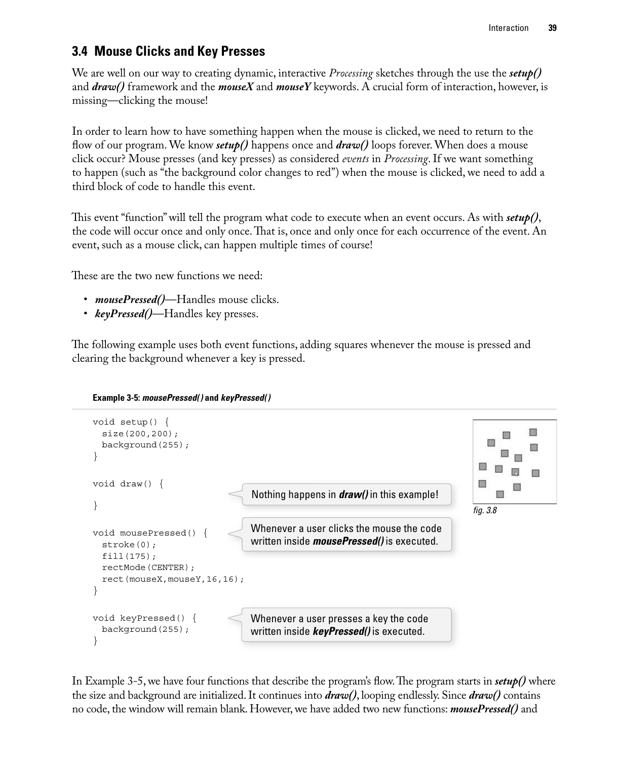## 3.4 Mouse Clicks and Key Presses

We are well on our way to creating dynamic, interactive *Processing* sketches through the use the ***setup()*** and ***draw()*** framework and the ***mouseX*** and ***mouseY*** keywords. A crucial form of interaction, however, is missing—clicking the mouse!

In order to learn how to have something happen when the mouse is clicked, we need to return to the flow of our program. We know ***setup()*** happens once and ***draw()*** loops forever. When does a mouse click occur? Mouse presses (and key presses) as considered *events* in *Processing*. If we want something to happen (such as "the background color changes to red") when the mouse is clicked, we need to add a third block of code to handle this event.

This event "function" will tell the program what code to execute when an event occurs. As with ***setup()***, the code will occur once and only once. That is, once and only once for each occurrence of the event. An event, such as a mouse click, can happen multiple times of course!

These are the two new functions we need:

- ***mousePressed()***—Handles mouse clicks.
- ***keyPressed()***—Handles key presses.

The following example uses both event functions, adding squares whenever the mouse is pressed and clearing the background whenever a key is pressed.

**Example 3-5: *mousePressed()* and *keyPressed()***

```
void setup() {
  size(200,200);
  background(255);
}

void draw() {

}

void mousePressed() {
  stroke(0);
  fill(175);
  rectMode(CENTER);
  rect(mouseX,mouseY,16,16);
}

void keyPressed() {
  background(255);
}
```

Nothing happens in ***draw()*** in this example!

Whenever a user clicks the mouse the code written inside ***mousePressed()*** is executed.

Whenever a user presses a key the code written inside ***keyPressed()*** is executed.

*fig. 3.8*

In Example 3-5, we have four functions that describe the program's flow. The program starts in ***setup()*** where the size and background are initialized. It continues into ***draw()***, looping endlessly. Since ***draw()*** contains no code, the window will remain blank. However, we have added two new functions: ***mousePressed()*** and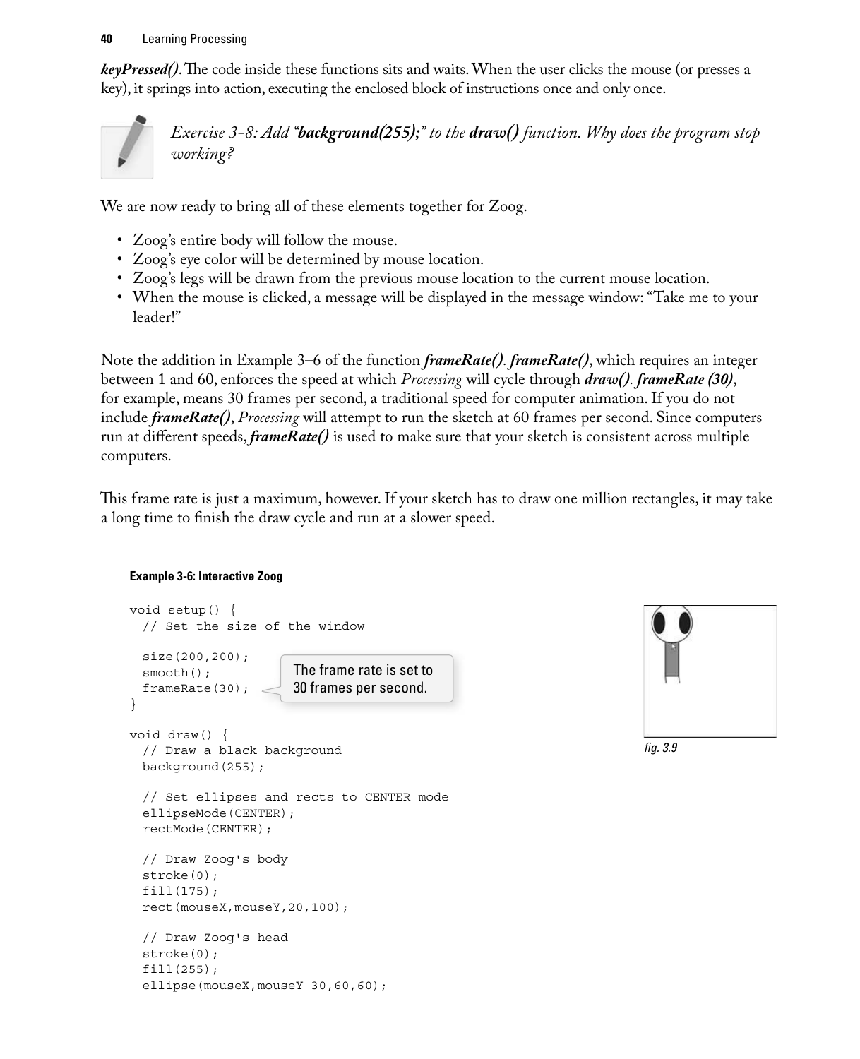***keyPressed()***. The code inside these functions sits and waits. When the user clicks the mouse (or presses a key), it springs into action, executing the enclosed block of instructions once and only once.

*Exercise 3-8: Add "**background(255);**" to the **draw()** function. Why does the program stop working?*

We are now ready to bring all of these elements together for Zoog.

- Zoog's entire body will follow the mouse.
- Zoog's eye color will be determined by mouse location.
- Zoog's legs will be drawn from the previous mouse location to the current mouse location.
- When the mouse is clicked, a message will be displayed in the message window: "Take me to your leader!"

Note the addition in Example 3–6 of the function ***frameRate()***. ***frameRate()***, which requires an integer between 1 and 60, enforces the speed at which *Processing* will cycle through ***draw()***. ***frameRate (30)***, for example, means 30 frames per second, a traditional speed for computer animation. If you do not include ***frameRate()***, *Processing* will attempt to run the sketch at 60 frames per second. Since computers run at different speeds, ***frameRate()*** is used to make sure that your sketch is consistent across multiple computers.

This frame rate is just a maximum, however. If your sketch has to draw one million rectangles, it may take a long time to finish the draw cycle and run at a slower speed.

**Example 3-6: Interactive Zoog**

```
void setup() {
  // Set the size of the window

  size(200,200);
  smooth();
  frameRate(30);
}

void draw() {
  // Draw a black background
  background(255);

  // Set ellipses and rects to CENTER mode
  ellipseMode(CENTER);
  rectMode(CENTER);

  // Draw Zoog's body
  stroke(0);
  fill(175);
  rect(mouseX,mouseY,20,100);

  // Draw Zoog's head
  stroke(0);
  fill(255);
  ellipse(mouseX,mouseY-30,60,60);
```

The frame rate is set to 30 frames per second.

fig. 3.9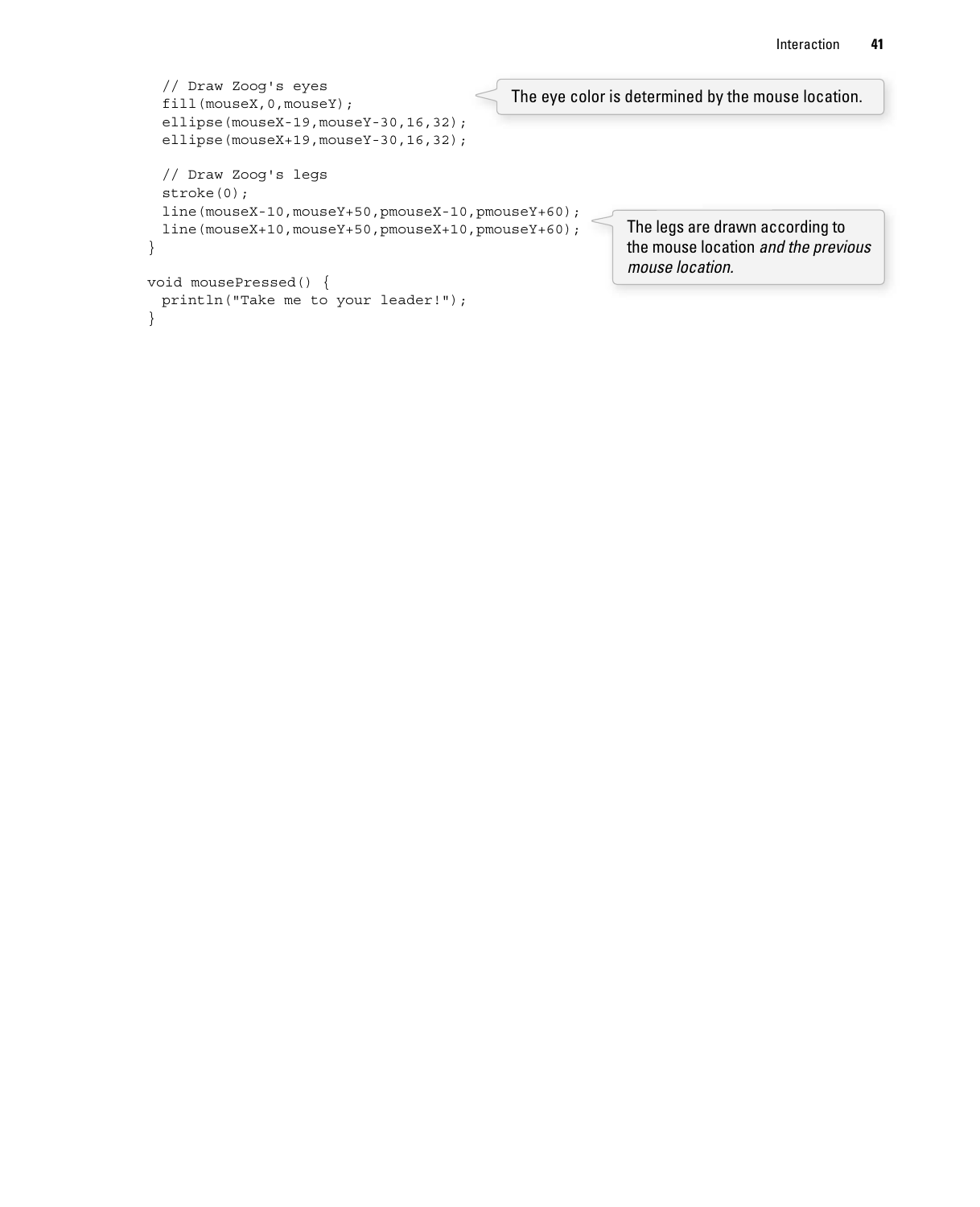```
  // Draw Zoog's eyes
  fill(mouseX,0,mouseY);
  ellipse(mouseX-19,mouseY-30,16,32);
  ellipse(mouseX+19,mouseY-30,16,32);

  // Draw Zoog's legs
  stroke(0);
  line(mouseX-10,mouseY+50,pmouseX-10,pmouseY+60);
  line(mouseX+10,mouseY+50,pmouseX+10,pmouseY+60);
}

void mousePressed() {
  println("Take me to your leader!");
}
```

The eye color is determined by the mouse location.

The legs are drawn according to the mouse location *and the previous mouse location.*